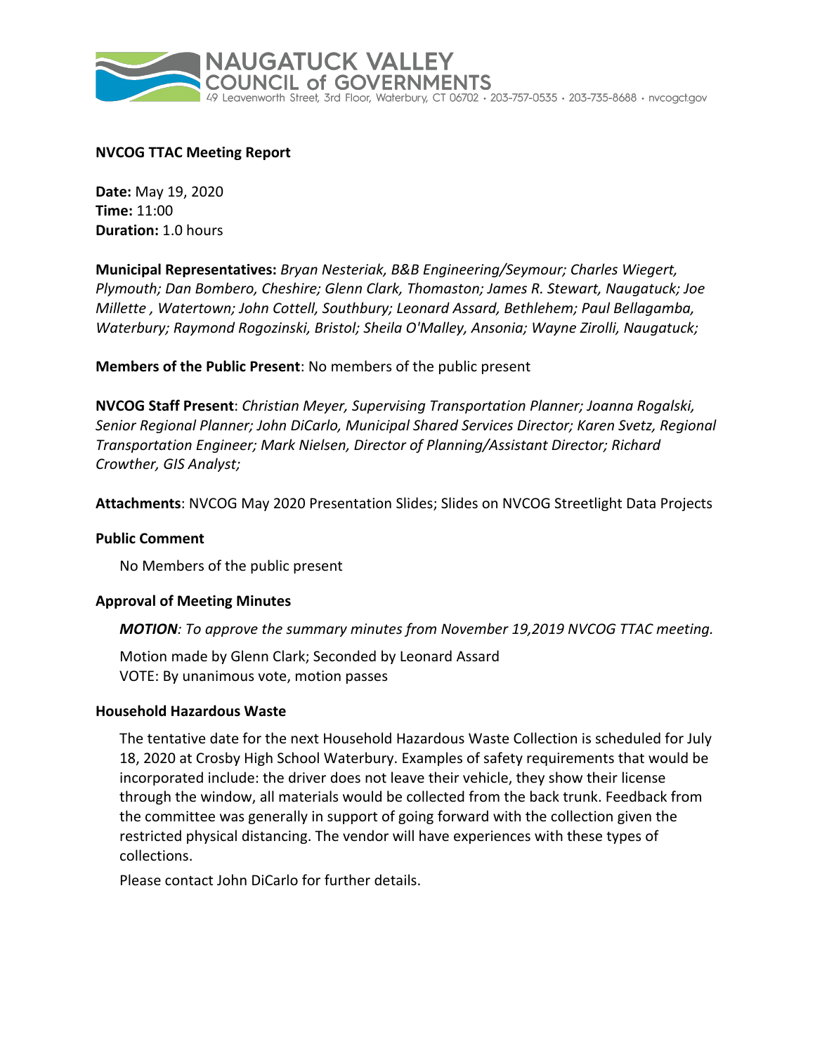NAUGATUCK VALLEY COUNCIL of GOVERNMENTS
49 Leavenworth Street, 3rd Floor, Waterbury, CT 06702 • 203-757-0535 • 203-735-8688 • nvcogct.gov

**NVCOG TTAC Meeting Report**

**Date:** May 19, 2020
**Time:** 11:00
**Duration:** 1.0 hours

**Municipal Representatives:** *Bryan Nesteriak, B&B Engineering/Seymour; Charles Wiegert, Plymouth; Dan Bombero, Cheshire; Glenn Clark, Thomaston; James R. Stewart, Naugatuck; Joe Millette , Watertown; John Cottell, Southbury; Leonard Assard, Bethlehem; Paul Bellagamba, Waterbury; Raymond Rogozinski, Bristol; Sheila O'Malley, Ansonia; Wayne Zirolli, Naugatuck;*

**Members of the Public Present**: No members of the public present

**NVCOG Staff Present**: *Christian Meyer, Supervising Transportation Planner; Joanna Rogalski, Senior Regional Planner; John DiCarlo, Municipal Shared Services Director; Karen Svetz, Regional Transportation Engineer; Mark Nielsen, Director of Planning/Assistant Director; Richard Crowther, GIS Analyst;*

**Attachments**: NVCOG May 2020 Presentation Slides; Slides on NVCOG Streetlight Data Projects

### Public Comment

No Members of the public present

### Approval of Meeting Minutes

***MOTION****: To approve the summary minutes from November 19,2019 NVCOG TTAC meeting.*

Motion made by Glenn Clark; Seconded by Leonard Assard
VOTE: By unanimous vote, motion passes

### Household Hazardous Waste

The tentative date for the next Household Hazardous Waste Collection is scheduled for July 18, 2020 at Crosby High School Waterbury. Examples of safety requirements that would be incorporated include: the driver does not leave their vehicle, they show their license through the window, all materials would be collected from the back trunk. Feedback from the committee was generally in support of going forward with the collection given the restricted physical distancing. The vendor will have experiences with these types of collections.

Please contact John DiCarlo for further details.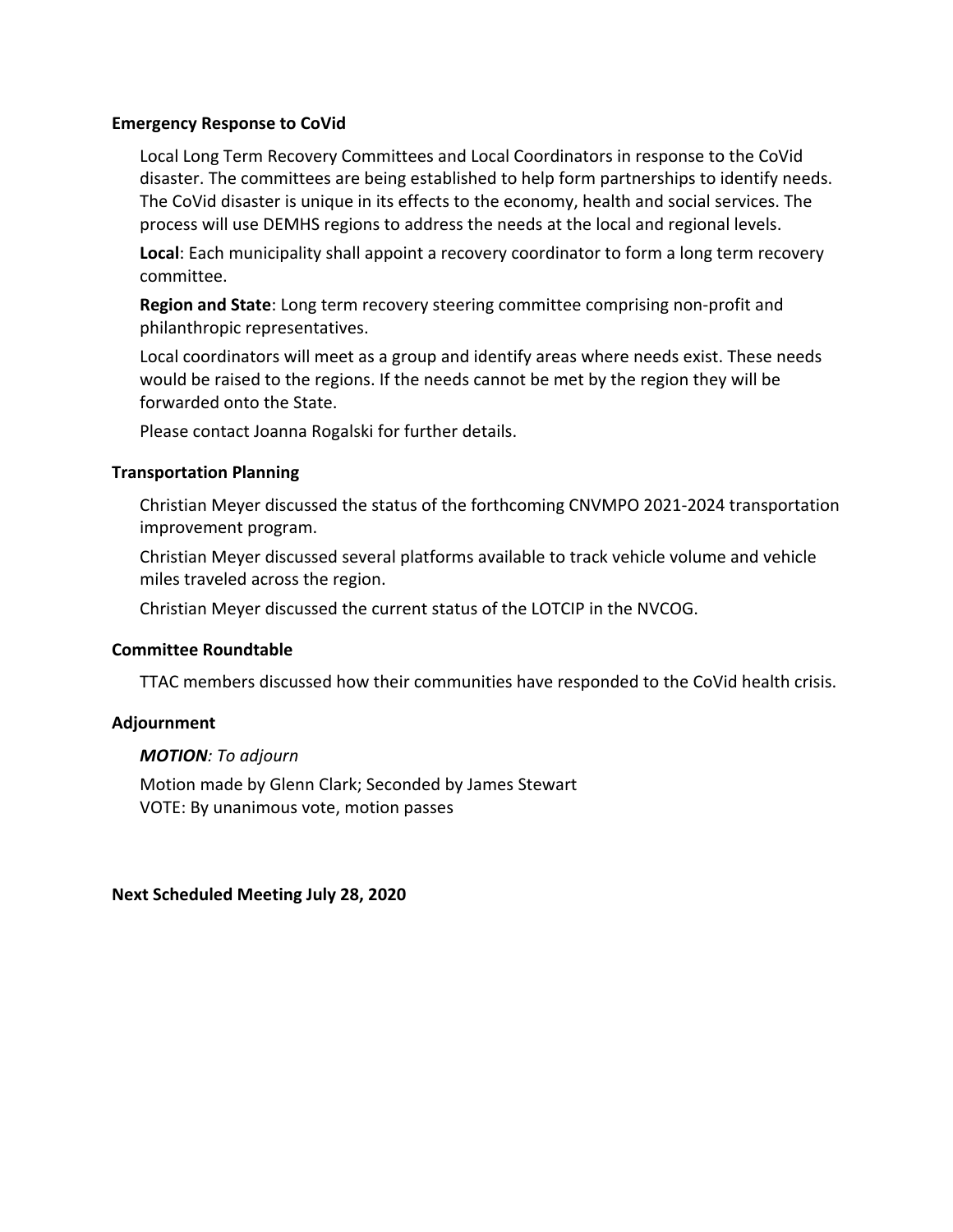**Emergency Response to CoVid**

Local Long Term Recovery Committees and Local Coordinators in response to the CoVid disaster. The committees are being established to help form partnerships to identify needs. The CoVid disaster is unique in its effects to the economy, health and social services. The process will use DEMHS regions to address the needs at the local and regional levels.

**Local**: Each municipality shall appoint a recovery coordinator to form a long term recovery committee.

**Region and State**: Long term recovery steering committee comprising non-profit and philanthropic representatives.

Local coordinators will meet as a group and identify areas where needs exist. These needs would be raised to the regions. If the needs cannot be met by the region they will be forwarded onto the State.

Please contact Joanna Rogalski for further details.

**Transportation Planning**

Christian Meyer discussed the status of the forthcoming CNVMPO 2021-2024 transportation improvement program.

Christian Meyer discussed several platforms available to track vehicle volume and vehicle miles traveled across the region.

Christian Meyer discussed the current status of the LOTCIP in the NVCOG.

**Committee Roundtable**

TTAC members discussed how their communities have responded to the CoVid health crisis.

**Adjournment**

***MOTION****: To adjourn*

Motion made by Glenn Clark; Seconded by James Stewart
VOTE: By unanimous vote, motion passes

**Next Scheduled Meeting July 28, 2020**